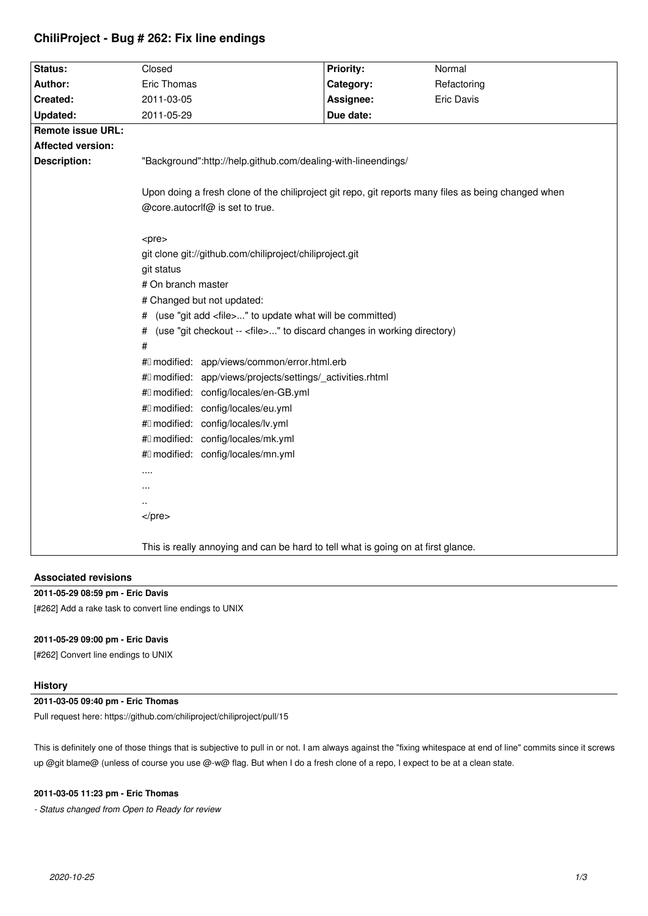# ChiliProject - Bug # 262: Fix line endings

| Status: | Closed | Priority: | Normal |
| --- | --- | --- | --- |
| Author: | Eric Thomas | Category: | Refactoring |
| Created: | 2011-03-05 | Assignee: | Eric Davis |
| Updated: | 2011-05-29 | Due date: | |
| Remote issue URL: | | | |
| Affected version: | | | |

**Description:**

"Background":http://help.github.com/dealing-with-lineendings/

Upon doing a fresh clone of the chiliproject git repo, git reports many files as being changed when @core.autocrlf@ is set to true.

```
<pre>
git clone git://github.com/chiliproject/chiliproject.git
git status
# On branch master
# Changed but not updated:
#   (use "git add <file>..." to update what will be committed)
#   (use "git checkout -- <file>..." to discard changes in working directory)
#
#	modified:   app/views/common/error.html.erb
#	modified:   app/views/projects/settings/_activities.rhtml
#	modified:   config/locales/en-GB.yml
#	modified:   config/locales/eu.yml
#	modified:   config/locales/lv.yml
#	modified:   config/locales/mk.yml
#	modified:   config/locales/mn.yml
....
...
..
</pre>
```

This is really annoying and can be hard to tell what is going on at first glance.

### Associated revisions

**2011-05-29 08:59 pm - Eric Davis**

[#262] Add a rake task to convert line endings to UNIX

**2011-05-29 09:00 pm - Eric Davis**

[#262] Convert line endings to UNIX

### History

**2011-03-05 09:40 pm - Eric Thomas**

Pull request here: https://github.com/chiliproject/chiliproject/pull/15

This is definitely one of those things that is subjective to pull in or not. I am always against the "fixing whitespace at end of line" commits since it screws up @git blame@ (unless of course you use @-w@ flag. But when I do a fresh clone of a repo, I expect to be at a clean state.

**2011-03-05 11:23 pm - Eric Thomas**

*- Status changed from Open to Ready for review*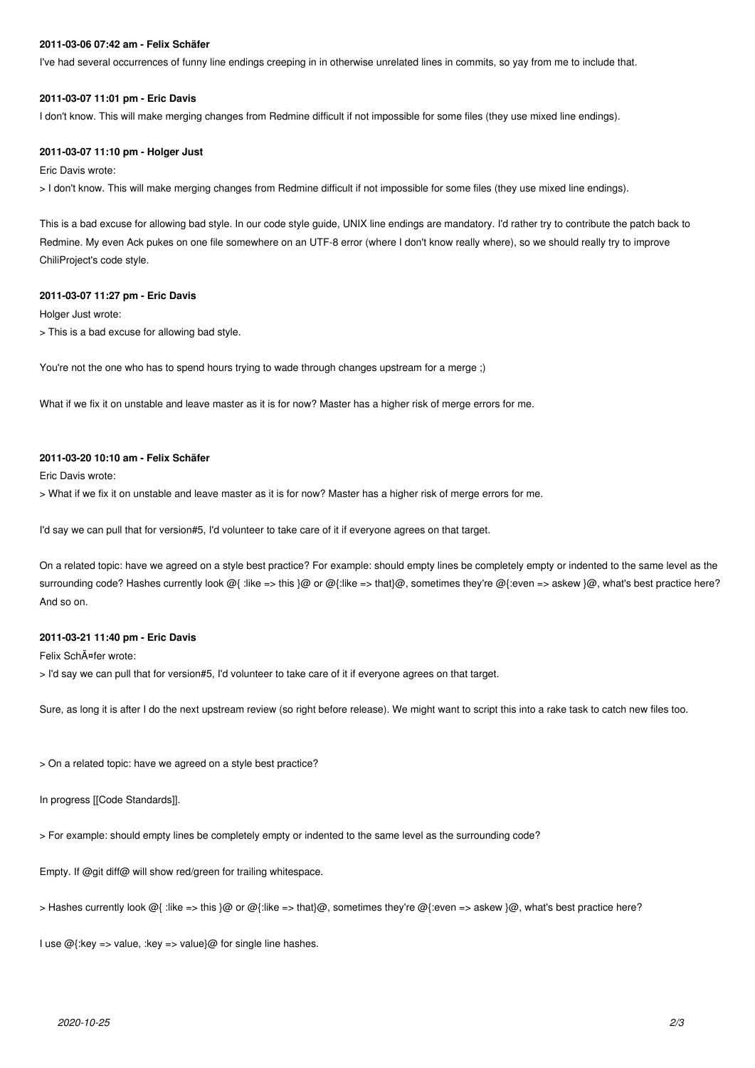**2011-03-06 07:42 am - Felix Schäfer**

I've had several occurrences of funny line endings creeping in in otherwise unrelated lines in commits, so yay from me to include that.

**2011-03-07 11:01 pm - Eric Davis**

I don't know. This will make merging changes from Redmine difficult if not impossible for some files (they use mixed line endings).

**2011-03-07 11:10 pm - Holger Just**

Eric Davis wrote:

> I don't know. This will make merging changes from Redmine difficult if not impossible for some files (they use mixed line endings).

This is a bad excuse for allowing bad style. In our code style guide, UNIX line endings are mandatory. I'd rather try to contribute the patch back to Redmine. My even Ack pukes on one file somewhere on an UTF-8 error (where I don't know really where), so we should really try to improve ChiliProject's code style.

**2011-03-07 11:27 pm - Eric Davis**

Holger Just wrote:

> This is a bad excuse for allowing bad style.

You're not the one who has to spend hours trying to wade through changes upstream for a merge ;)

What if we fix it on unstable and leave master as it is for now? Master has a higher risk of merge errors for me.

**2011-03-20 10:10 am - Felix Schäfer**

Eric Davis wrote:

> What if we fix it on unstable and leave master as it is for now? Master has a higher risk of merge errors for me.

I'd say we can pull that for version#5, I'd volunteer to take care of it if everyone agrees on that target.

On a related topic: have we agreed on a style best practice? For example: should empty lines be completely empty or indented to the same level as the surrounding code? Hashes currently look @{ :like => this }@ or @{:like => that}@, sometimes they're @{:even => askew }@, what's best practice here? And so on.

**2011-03-21 11:40 pm - Eric Davis**

Felix SchÃ¤fer wrote:

> I'd say we can pull that for version#5, I'd volunteer to take care of it if everyone agrees on that target.

Sure, as long it is after I do the next upstream review (so right before release). We might want to script this into a rake task to catch new files too.

> On a related topic: have we agreed on a style best practice?

In progress [[Code Standards]].

> For example: should empty lines be completely empty or indented to the same level as the surrounding code?

Empty. If @git diff@ will show red/green for trailing whitespace.

> Hashes currently look @{ :like => this }@ or @{:like => that}@, sometimes they're @{:even => askew }@, what's best practice here?

I use @{:key => value, :key => value}@ for single line hashes.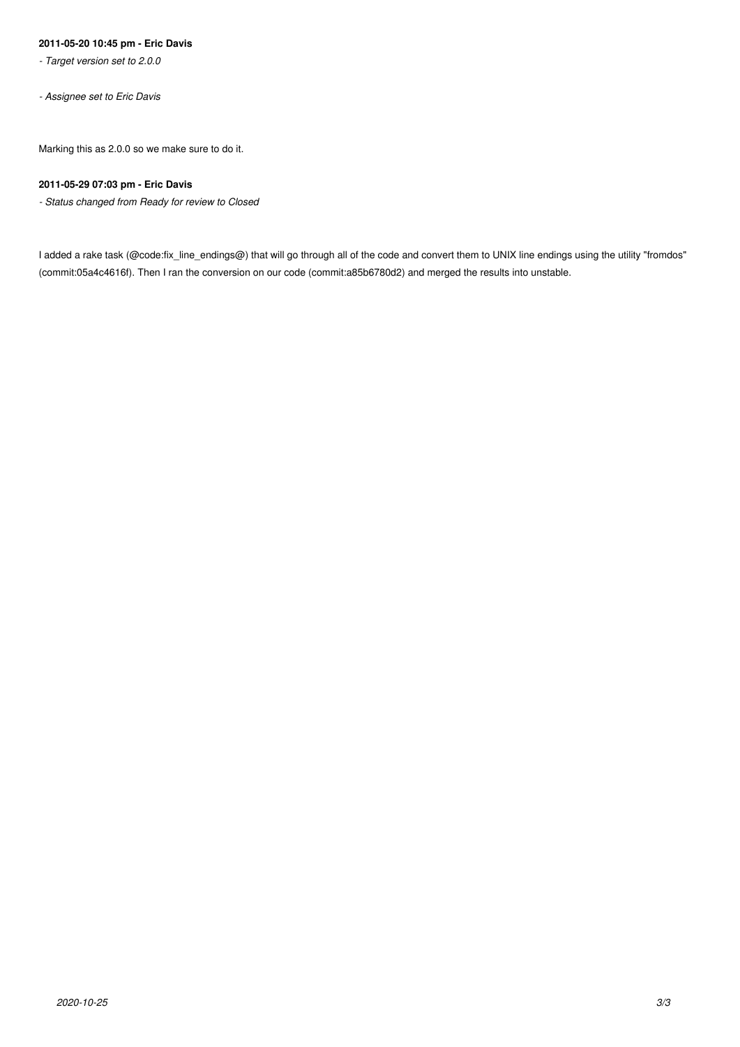**2011-05-20 10:45 pm - Eric Davis**

*- Target version set to 2.0.0*

*- Assignee set to Eric Davis*

Marking this as 2.0.0 so we make sure to do it.

**2011-05-29 07:03 pm - Eric Davis**

*- Status changed from Ready for review to Closed*

I added a rake task (@code:fix_line_endings@) that will go through all of the code and convert them to UNIX line endings using the utility "fromdos" (commit:05a4c4616f). Then I ran the conversion on our code (commit:a85b6780d2) and merged the results into unstable.